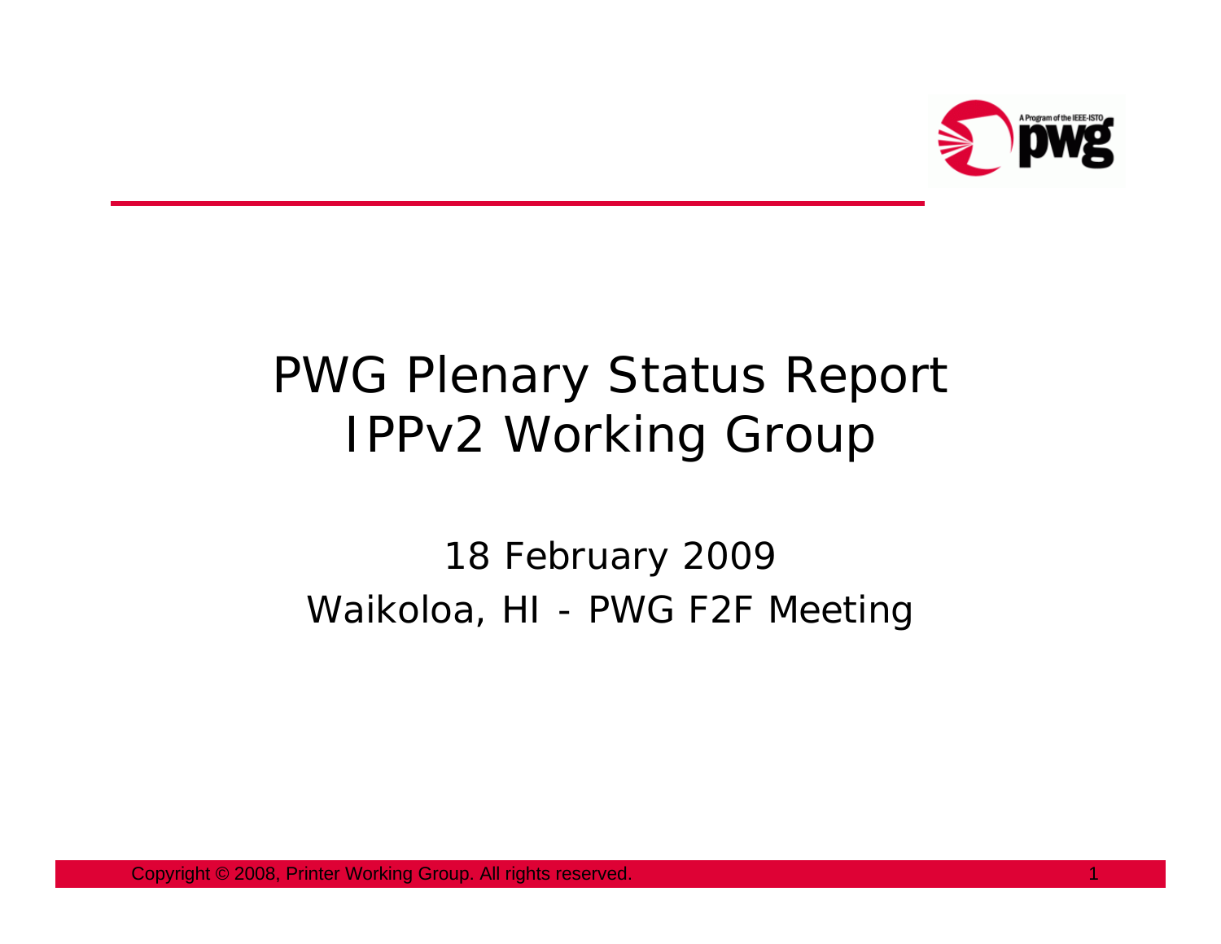# PWG Plenary Status Report
# IPPv2 Working Group

18 February 2009

Waikoloa, HI - PWG F2F Meeting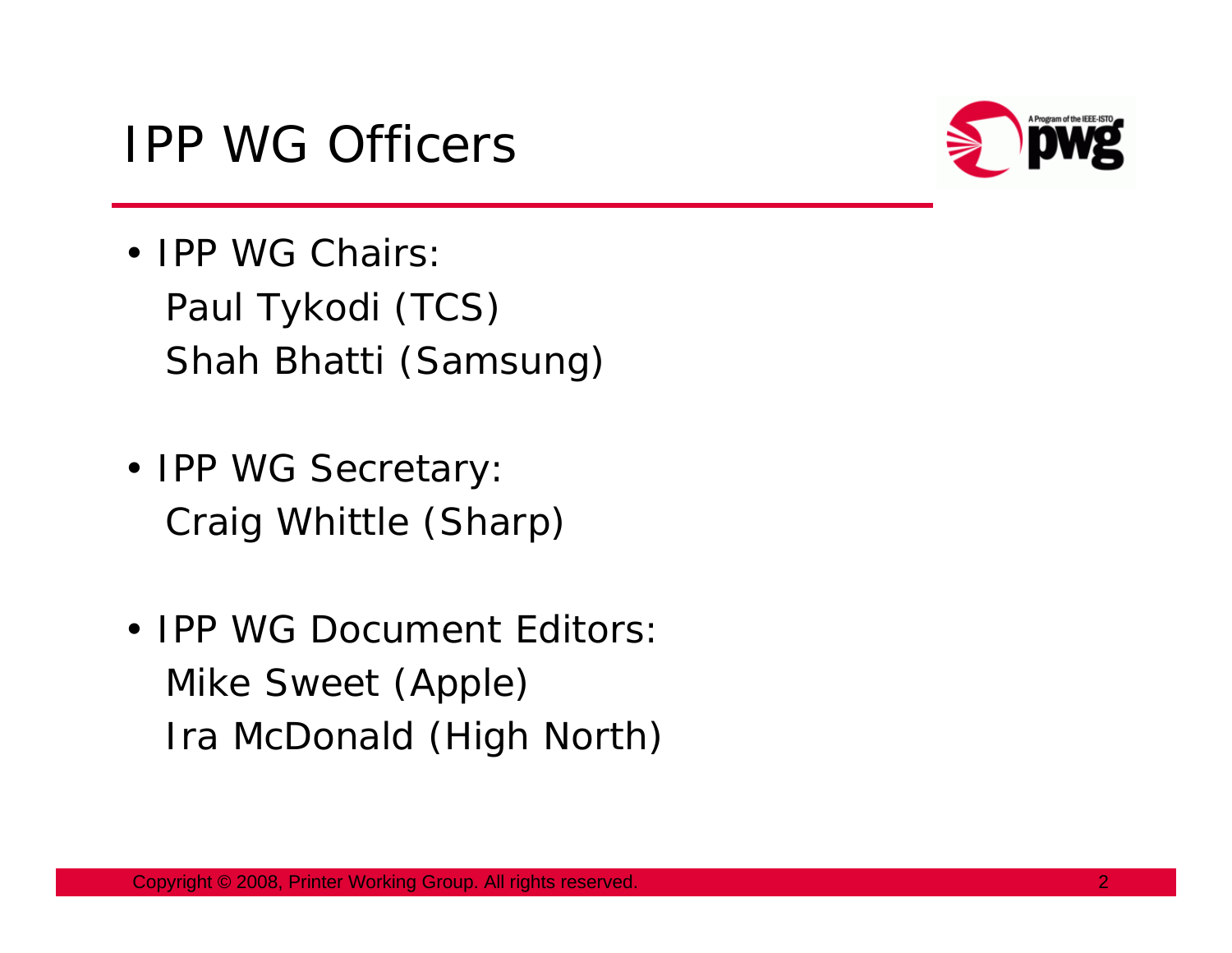# IPP WG Officers

- IPP WG Chairs:
  Paul Tykodi (TCS)
  Shah Bhatti (Samsung)

- IPP WG Secretary:
  Craig Whittle (Sharp)

- IPP WG Document Editors:
  Mike Sweet (Apple)
  Ira McDonald (High North)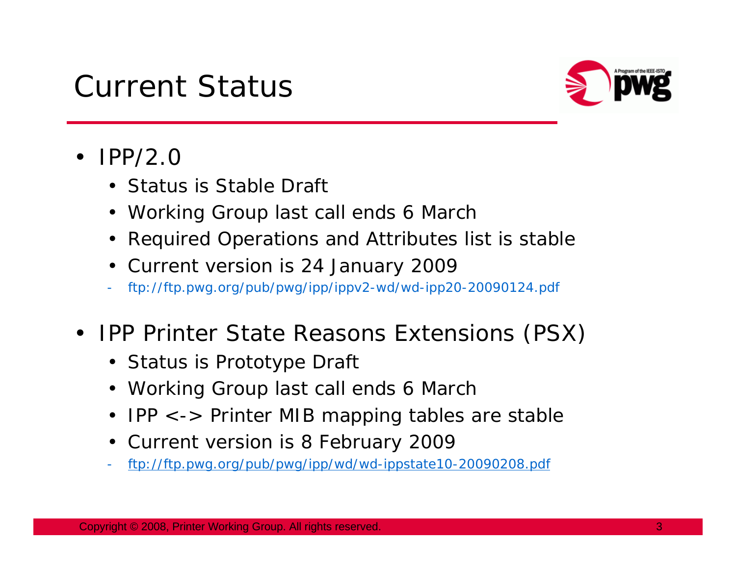# Current Status

- IPP/2.0
  - Status is Stable Draft
  - Working Group last call ends 6 March
  - Required Operations and Attributes list is stable
  - Current version is 24 January 2009
    - ftp://ftp.pwg.org/pub/pwg/ipp/ippv2-wd/wd-ipp20-20090124.pdf
- IPP Printer State Reasons Extensions (PSX)
  - Status is Prototype Draft
  - Working Group last call ends 6 March
  - IPP <-> Printer MIB mapping tables are stable
  - Current version is 8 February 2009
    - ftp://ftp.pwg.org/pub/pwg/ipp/wd/wd-ippstate10-20090208.pdf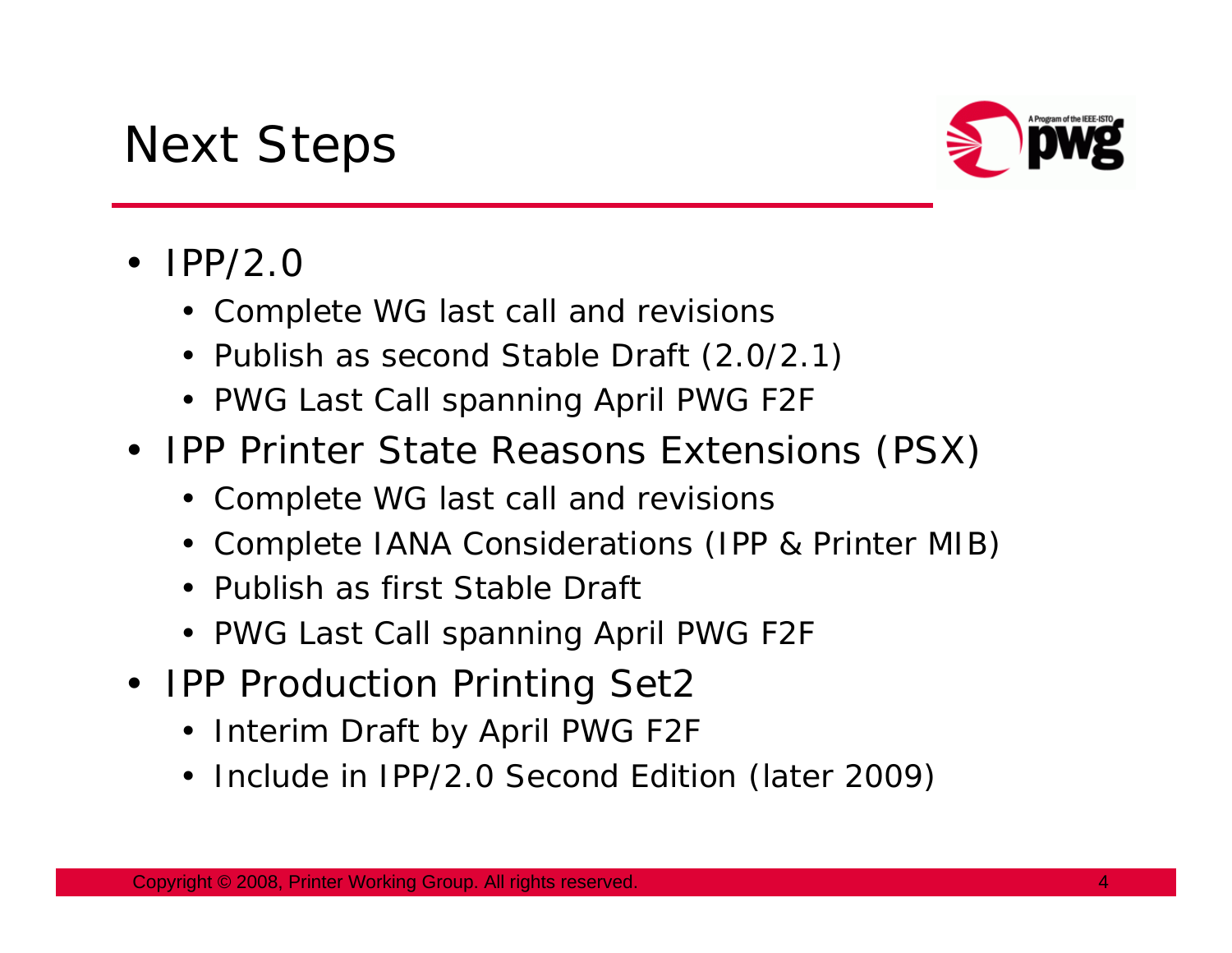# Next Steps

- IPP/2.0
  - Complete WG last call and revisions
  - Publish as second Stable Draft (2.0/2.1)
  - PWG Last Call spanning April PWG F2F
- IPP Printer State Reasons Extensions (PSX)
  - Complete WG last call and revisions
  - Complete IANA Considerations (IPP & Printer MIB)
  - Publish as first Stable Draft
  - PWG Last Call spanning April PWG F2F
- IPP Production Printing Set2
  - Interim Draft by April PWG F2F
  - Include in IPP/2.0 Second Edition (later 2009)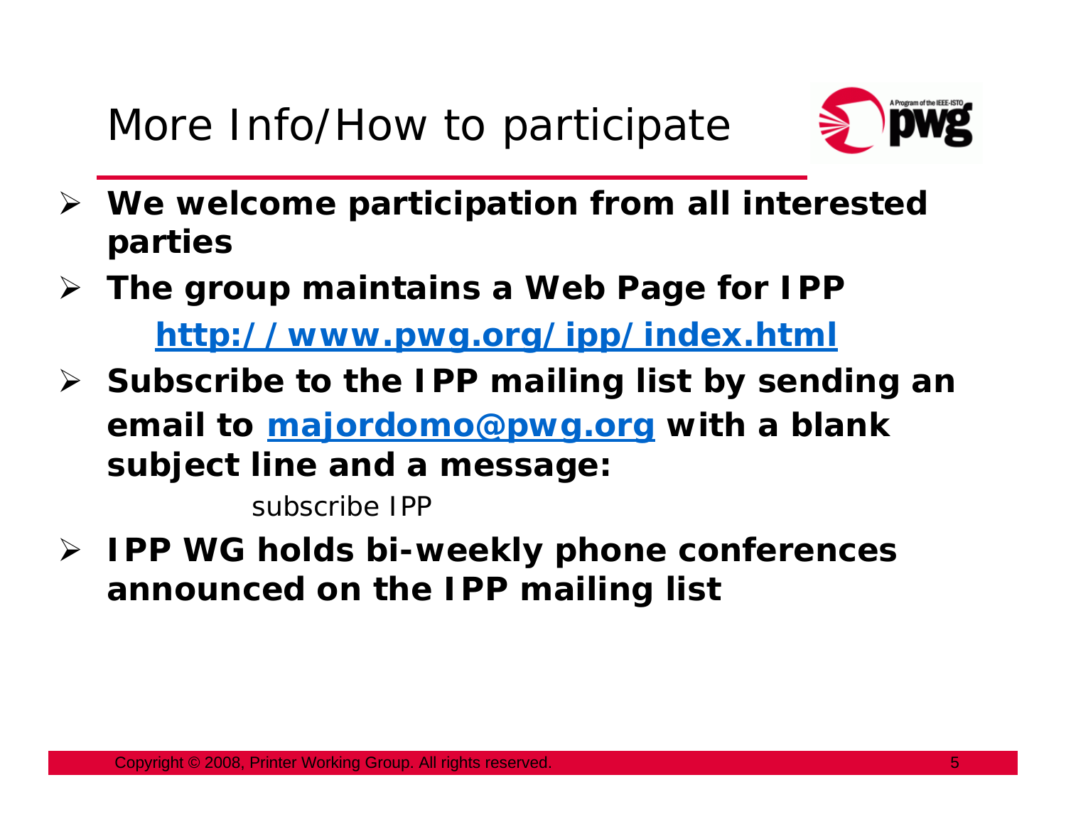# More Info/How to participate

- **We welcome participation from all interested parties**
- **The group maintains a Web Page for IPP**

  **http://www.pwg.org/ipp/index.html**
- **Subscribe to the IPP mailing list by sending an email to majordomo@pwg.org with a blank subject line and a message:**

  subscribe IPP
- **IPP WG holds bi-weekly phone conferences announced on the IPP mailing list**

Copyright © 2008, Printer Working Group. All rights reserved.